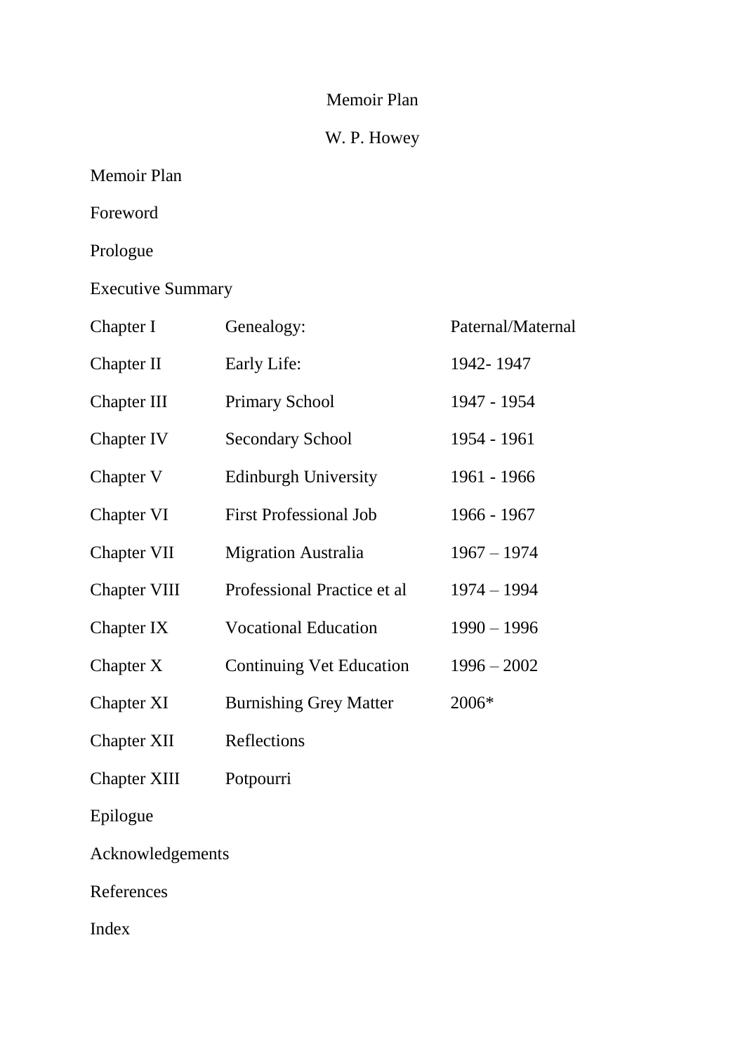# Memoir Plan

W. P. Howey

Memoir Plan

Foreword

Prologue

Executive Summary

| | | |
|---|---|---|
| Chapter I | Genealogy: | Paternal/Maternal |
| Chapter II | Early Life: | 1942- 1947 |
| Chapter III | Primary School | 1947 - 1954 |
| Chapter IV | Secondary School | 1954 - 1961 |
| Chapter V | Edinburgh University | 1961 - 1966 |
| Chapter VI | First Professional Job | 1966 - 1967 |
| Chapter VII | Migration Australia | 1967 – 1974 |
| Chapter VIII | Professional Practice et al | 1974 – 1994 |
| Chapter IX | Vocational Education | 1990 – 1996 |
| Chapter X | Continuing Vet Education | 1996 – 2002 |
| Chapter XI | Burnishing Grey Matter | 2006* |
| Chapter XII | Reflections | |
| Chapter XIII | Potpourri | |

Epilogue

Acknowledgements

References

Index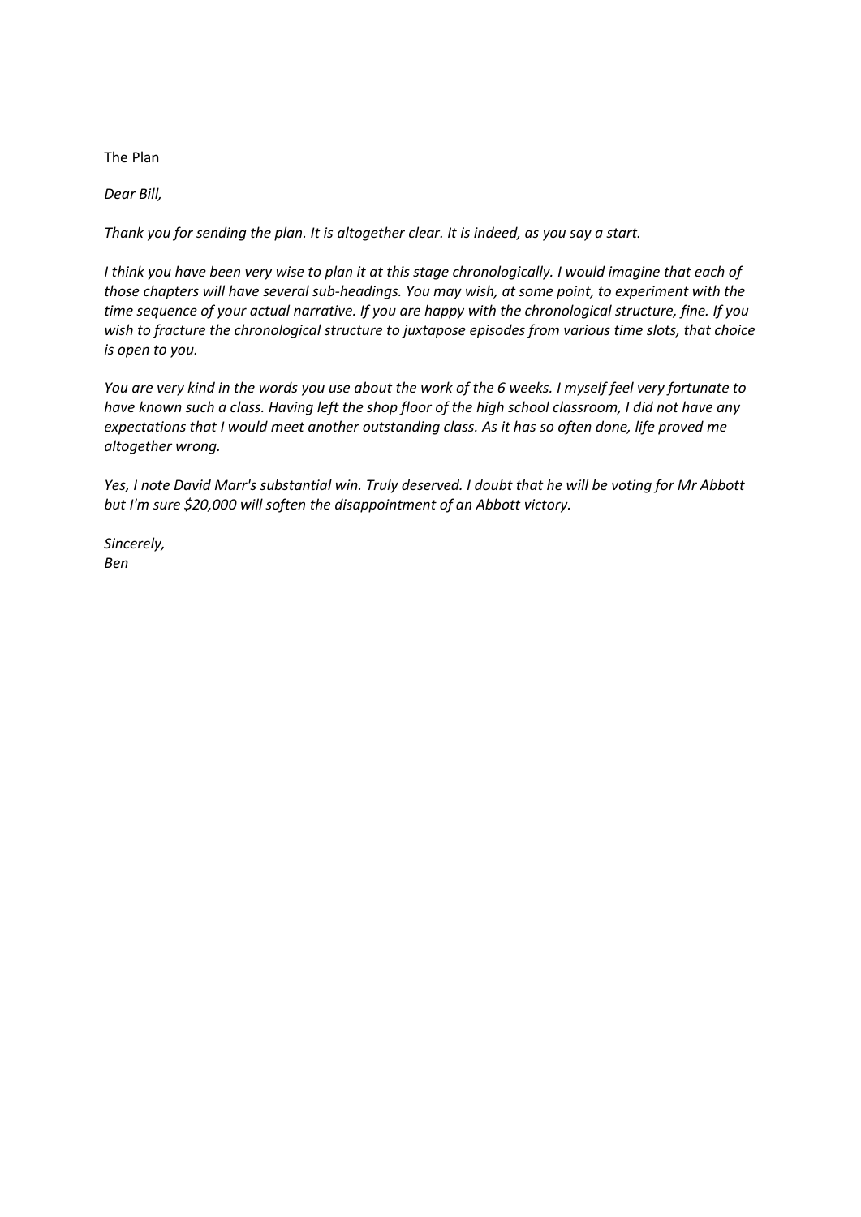The Plan

*Dear Bill,*

*Thank you for sending the plan. It is altogether clear. It is indeed, as you say a start.*

*I think you have been very wise to plan it at this stage chronologically. I would imagine that each of those chapters will have several sub-headings. You may wish, at some point, to experiment with the time sequence of your actual narrative. If you are happy with the chronological structure, fine. If you wish to fracture the chronological structure to juxtapose episodes from various time slots, that choice is open to you.*

*You are very kind in the words you use about the work of the 6 weeks. I myself feel very fortunate to have known such a class. Having left the shop floor of the high school classroom, I did not have any expectations that I would meet another outstanding class. As it has so often done, life proved me altogether wrong.*

*Yes, I note David Marr's substantial win. Truly deserved. I doubt that he will be voting for Mr Abbott but I'm sure $20,000 will soften the disappointment of an Abbott victory.*

*Sincerely,*
*Ben*